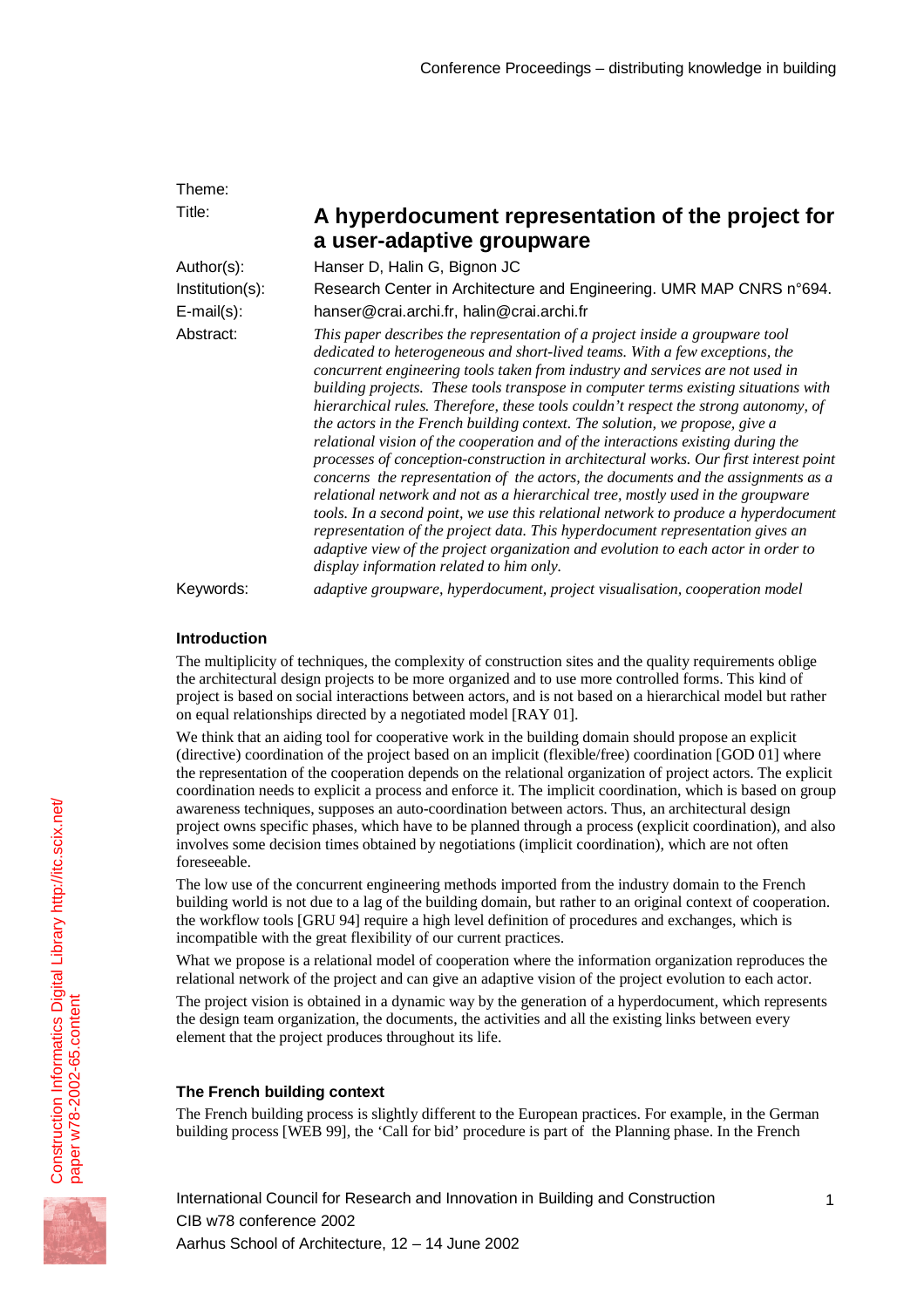Theme:

Title: **A hyperdocument representation of the project for a user-adaptive groupware**

Author(s): Hanser D, Halin G, Bignon JC

Institution(s): Research Center in Architecture and Engineering. UMR MAP CNRS n°694.

E-mail(s): hanser@crai.archi.fr, halin@crai.archi.fr

Abstract: *This paper describes the representation of a project inside a groupware tool dedicated to heterogeneous and short-lived teams. With a few exceptions, the concurrent engineering tools taken from industry and services are not used in building projects. These tools transpose in computer terms existing situations with hierarchical rules. Therefore, these tools couldn't respect the strong autonomy, of the actors in the French building context. The solution, we propose, give a relational vision of the cooperation and of the interactions existing during the processes of conception-construction in architectural works. Our first interest point concerns the representation of the actors, the documents and the assignments as a relational network and not as a hierarchical tree, mostly used in the groupware tools. In a second point, we use this relational network to produce a hyperdocument representation of the project data. This hyperdocument representation gives an adaptive view of the project organization and evolution to each actor in order to display information related to him only.*

Keywords: *adaptive groupware, hyperdocument, project visualisation, cooperation model*

## Introduction

The multiplicity of techniques, the complexity of construction sites and the quality requirements oblige the architectural design projects to be more organized and to use more controlled forms. This kind of project is based on social interactions between actors, and is not based on a hierarchical model but rather on equal relationships directed by a negotiated model [RAY 01].

We think that an aiding tool for cooperative work in the building domain should propose an explicit (directive) coordination of the project based on an implicit (flexible/free) coordination [GOD 01] where the representation of the cooperation depends on the relational organization of project actors. The explicit coordination needs to explicit a process and enforce it. The implicit coordination, which is based on group awareness techniques, supposes an auto-coordination between actors. Thus, an architectural design project owns specific phases, which have to be planned through a process (explicit coordination), and also involves some decision times obtained by negotiations (implicit coordination), which are not often foreseeable.

The low use of the concurrent engineering methods imported from the industry domain to the French building world is not due to a lag of the building domain, but rather to an original context of cooperation. the workflow tools [GRU 94] require a high level definition of procedures and exchanges, which is incompatible with the great flexibility of our current practices.

What we propose is a relational model of cooperation where the information organization reproduces the relational network of the project and can give an adaptive vision of the project evolution to each actor.

The project vision is obtained in a dynamic way by the generation of a hyperdocument, which represents the design team organization, the documents, the activities and all the existing links between every element that the project produces throughout its life.

## The French building context

The French building process is slightly different to the European practices. For example, in the German building process [WEB 99], the 'Call for bid' procedure is part of the Planning phase. In the French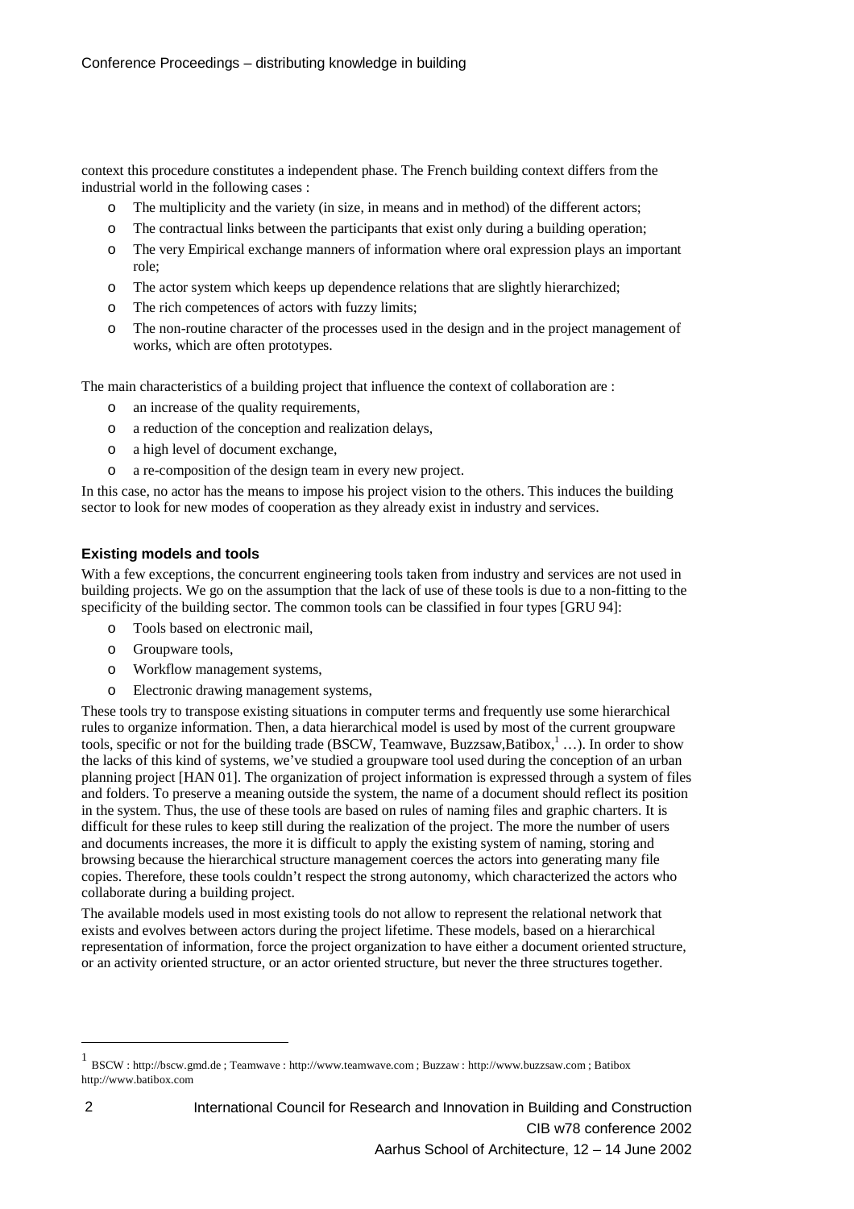context this procedure constitutes a independent phase. The French building context differs from the industrial world in the following cases :

- The multiplicity and the variety (in size, in means and in method) of the different actors;
- The contractual links between the participants that exist only during a building operation;
- The very Empirical exchange manners of information where oral expression plays an important role;
- The actor system which keeps up dependence relations that are slightly hierarchized;
- The rich competences of actors with fuzzy limits;
- The non-routine character of the processes used in the design and in the project management of works, which are often prototypes.

The main characteristics of a building project that influence the context of collaboration are :

- an increase of the quality requirements,
- a reduction of the conception and realization delays,
- a high level of document exchange,
- a re-composition of the design team in every new project.

In this case, no actor has the means to impose his project vision to the others. This induces the building sector to look for new modes of cooperation as they already exist in industry and services.

### Existing models and tools

With a few exceptions, the concurrent engineering tools taken from industry and services are not used in building projects. We go on the assumption that the lack of use of these tools is due to a non-fitting to the specificity of the building sector. The common tools can be classified in four types [GRU 94]:

- Tools based on electronic mail,
- Groupware tools,
- Workflow management systems,
- Electronic drawing management systems,

These tools try to transpose existing situations in computer terms and frequently use some hierarchical rules to organize information. Then, a data hierarchical model is used by most of the current groupware tools, specific or not for the building trade (BSCW, Teamwave, Buzzsaw,Batibox,[1] …). In order to show the lacks of this kind of systems, we've studied a groupware tool used during the conception of an urban planning project [HAN 01]. The organization of project information is expressed through a system of files and folders. To preserve a meaning outside the system, the name of a document should reflect its position in the system. Thus, the use of these tools are based on rules of naming files and graphic charters. It is difficult for these rules to keep still during the realization of the project. The more the number of users and documents increases, the more it is difficult to apply the existing system of naming, storing and browsing because the hierarchical structure management coerces the actors into generating many file copies. Therefore, these tools couldn't respect the strong autonomy, which characterized the actors who collaborate during a building project.

The available models used in most existing tools do not allow to represent the relational network that exists and evolves between actors during the project lifetime. These models, based on a hierarchical representation of information, force the project organization to have either a document oriented structure, or an activity oriented structure, or an actor oriented structure, but never the three structures together.

---

[1] BSCW : http://bscw.gmd.de ; Teamwave : http://www.teamwave.com ; Buzzaw : http://www.buzzsaw.com ; Batibox http://www.batibox.com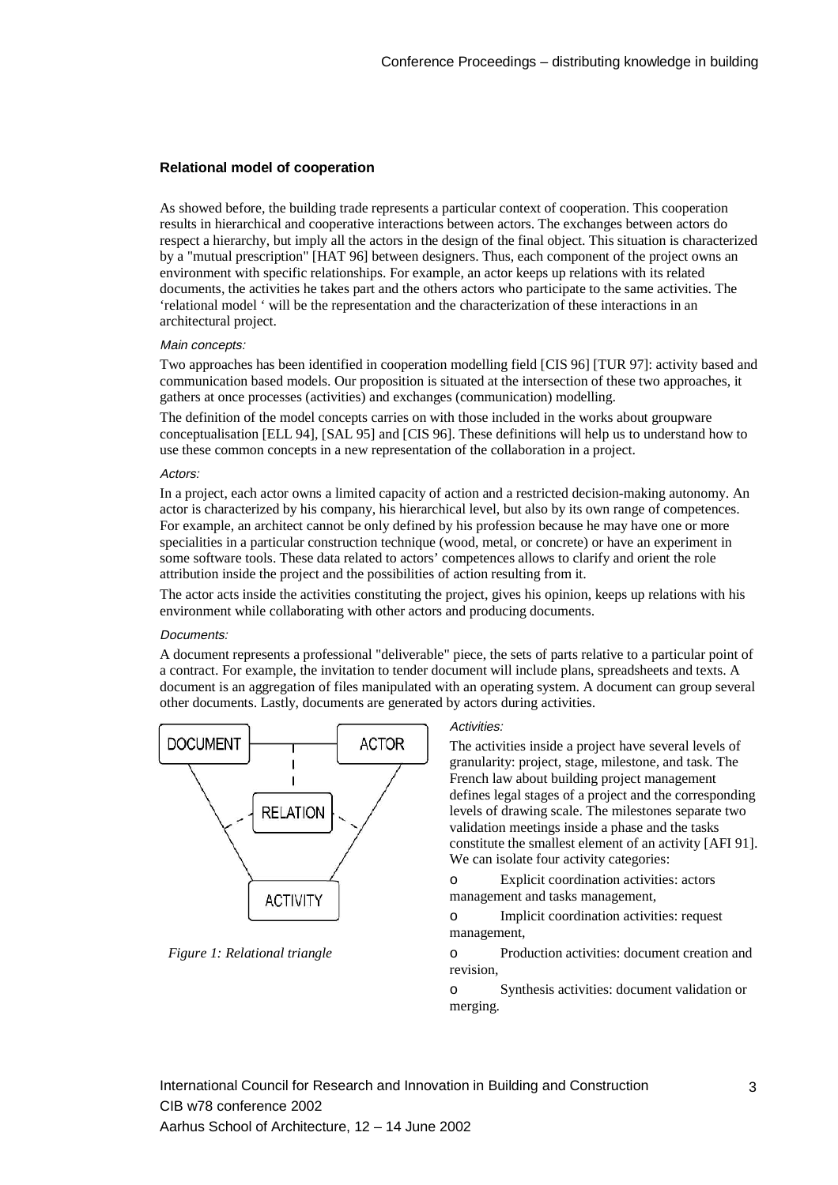### Relational model of cooperation

As showed before, the building trade represents a particular context of cooperation. This cooperation results in hierarchical and cooperative interactions between actors. The exchanges between actors do respect a hierarchy, but imply all the actors in the design of the final object. This situation is characterized by a "mutual prescription" [HAT 96] between designers. Thus, each component of the project owns an environment with specific relationships. For example, an actor keeps up relations with its related documents, the activities he takes part and the others actors who participate to the same activities. The 'relational model ' will be the representation and the characterization of these interactions in an architectural project.

*Main concepts:*

Two approaches has been identified in cooperation modelling field [CIS 96] [TUR 97]: activity based and communication based models. Our proposition is situated at the intersection of these two approaches, it gathers at once processes (activities) and exchanges (communication) modelling.

The definition of the model concepts carries on with those included in the works about groupware conceptualisation [ELL 94], [SAL 95] and [CIS 96]. These definitions will help us to understand how to use these common concepts in a new representation of the collaboration in a project.

*Actors:*

In a project, each actor owns a limited capacity of action and a restricted decision-making autonomy. An actor is characterized by his company, his hierarchical level, but also by its own range of competences. For example, an architect cannot be only defined by his profession because he may have one or more specialities in a particular construction technique (wood, metal, or concrete) or have an experiment in some software tools. These data related to actors' competences allows to clarify and orient the role attribution inside the project and the possibilities of action resulting from it.

The actor acts inside the activities constituting the project, gives his opinion, keeps up relations with his environment while collaborating with other actors and producing documents.

*Documents:*

A document represents a professional "deliverable" piece, the sets of parts relative to a particular point of a contract. For example, the invitation to tender document will include plans, spreadsheets and texts. A document is an aggregation of files manipulated with an operating system. A document can group several other documents. Lastly, documents are generated by actors during activities.

*Figure 1: Relational triangle*

*Activities:*

The activities inside a project have several levels of granularity: project, stage, milestone, and task. The French law about building project management defines legal stages of a project and the corresponding levels of drawing scale. The milestones separate two validation meetings inside a phase and the tasks constitute the smallest element of an activity [AFI 91]. We can isolate four activity categories:

- Explicit coordination activities: actors management and tasks management,
- Implicit coordination activities: request management,
- Production activities: document creation and revision,
- Synthesis activities: document validation or merging.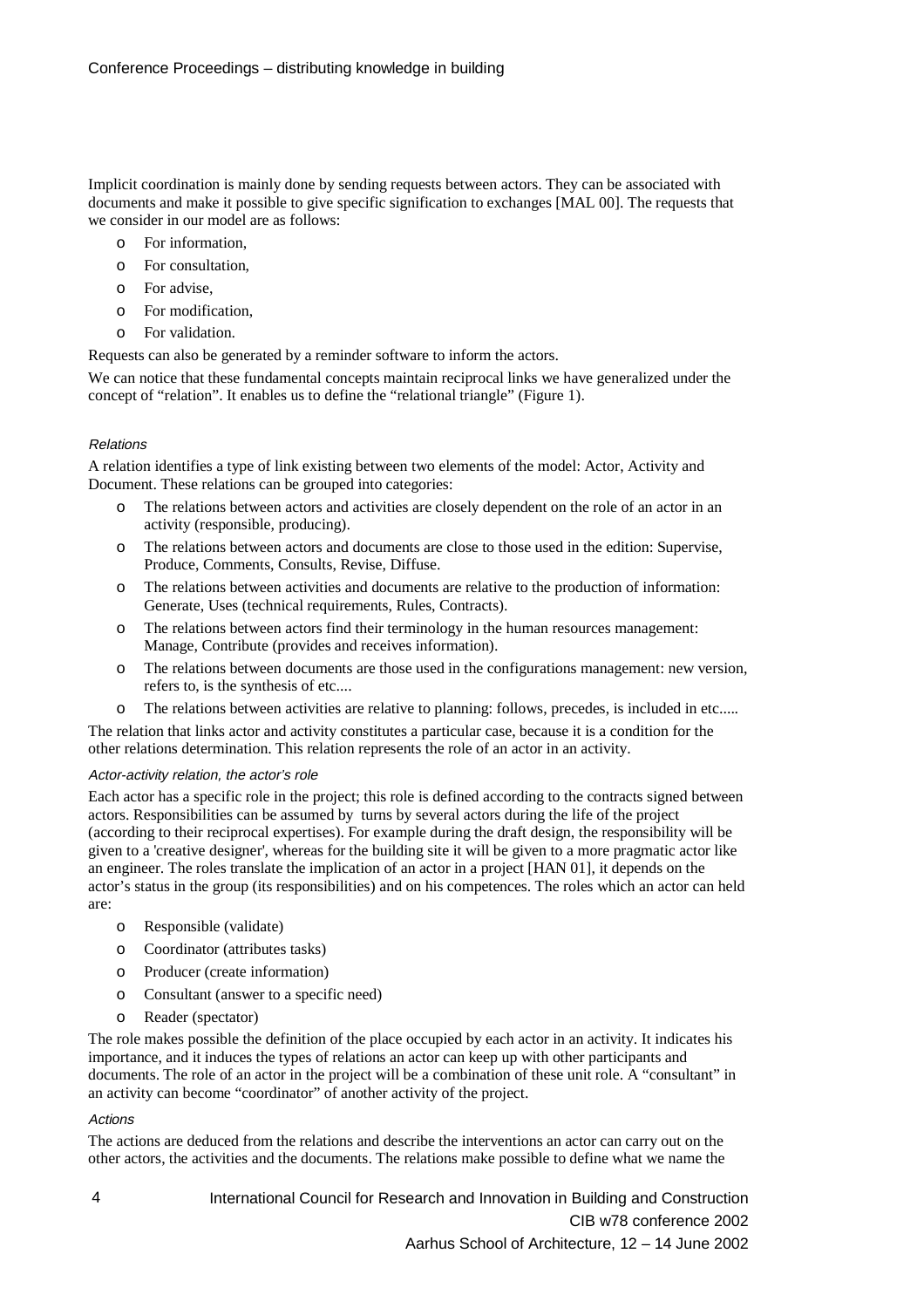Implicit coordination is mainly done by sending requests between actors. They can be associated with documents and make it possible to give specific signification to exchanges [MAL 00]. The requests that we consider in our model are as follows:

- For information,
- For consultation,
- For advise,
- For modification,
- For validation.

Requests can also be generated by a reminder software to inform the actors.

We can notice that these fundamental concepts maintain reciprocal links we have generalized under the concept of "relation". It enables us to define the "relational triangle" (Figure 1).

#### *Relations*

A relation identifies a type of link existing between two elements of the model: Actor, Activity and Document. These relations can be grouped into categories:

- The relations between actors and activities are closely dependent on the role of an actor in an activity (responsible, producing).
- The relations between actors and documents are close to those used in the edition: Supervise, Produce, Comments, Consults, Revise, Diffuse.
- The relations between activities and documents are relative to the production of information: Generate, Uses (technical requirements, Rules, Contracts).
- The relations between actors find their terminology in the human resources management: Manage, Contribute (provides and receives information).
- The relations between documents are those used in the configurations management: new version, refers to, is the synthesis of etc....
- The relations between activities are relative to planning: follows, precedes, is included in etc.....

The relation that links actor and activity constitutes a particular case, because it is a condition for the other relations determination. This relation represents the role of an actor in an activity.

#### *Actor-activity relation, the actor's role*

Each actor has a specific role in the project; this role is defined according to the contracts signed between actors. Responsibilities can be assumed by turns by several actors during the life of the project (according to their reciprocal expertises). For example during the draft design, the responsibility will be given to a 'creative designer', whereas for the building site it will be given to a more pragmatic actor like an engineer. The roles translate the implication of an actor in a project [HAN 01], it depends on the actor's status in the group (its responsibilities) and on his competences. The roles which an actor can held are:

- Responsible (validate)
- Coordinator (attributes tasks)
- Producer (create information)
- Consultant (answer to a specific need)
- Reader (spectator)

The role makes possible the definition of the place occupied by each actor in an activity. It indicates his importance, and it induces the types of relations an actor can keep up with other participants and documents. The role of an actor in the project will be a combination of these unit role. A "consultant" in an activity can become "coordinator" of another activity of the project.

#### *Actions*

The actions are deduced from the relations and describe the interventions an actor can carry out on the other actors, the activities and the documents. The relations make possible to define what we name the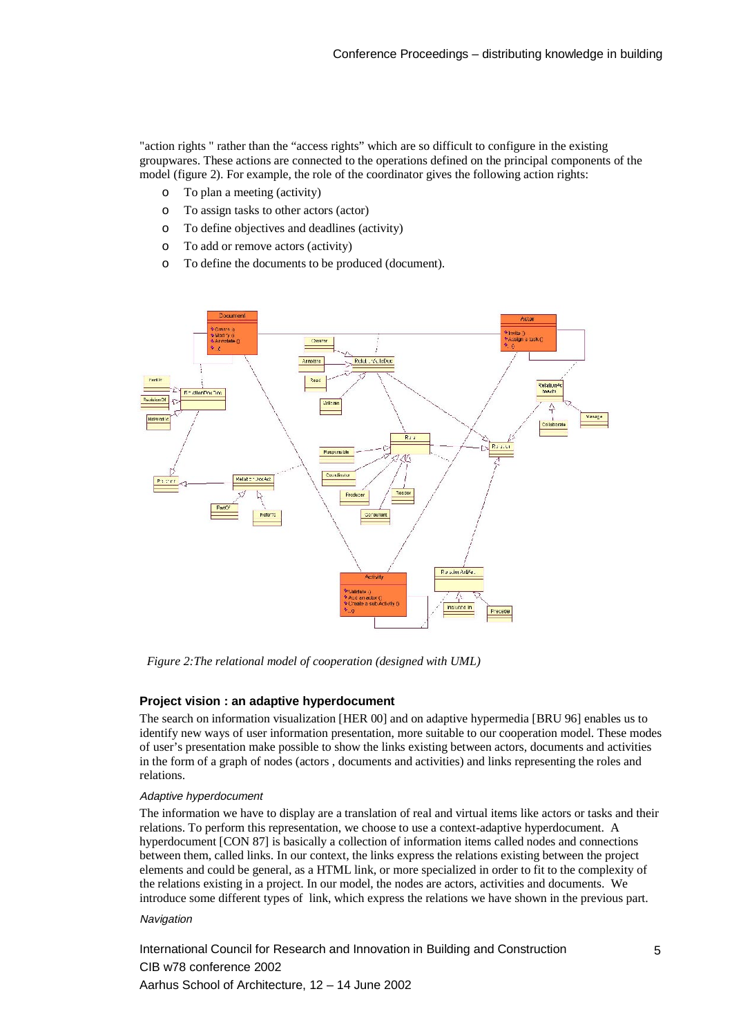"action rights " rather than the "access rights" which are so difficult to configure in the existing groupwares. These actions are connected to the operations defined on the principal components of the model (figure 2). For example, the role of the coordinator gives the following action rights:

- To plan a meeting (activity)
- To assign tasks to other actors (actor)
- To define objectives and deadlines (activity)
- To add or remove actors (activity)
- To define the documents to be produced (document).

*Figure 2:The relational model of cooperation (designed with UML)*

## Project vision : an adaptive hyperdocument

The search on information visualization [HER 00] and on adaptive hypermedia [BRU 96] enables us to identify new ways of user information presentation, more suitable to our cooperation model. These modes of user's presentation make possible to show the links existing between actors, documents and activities in the form of a graph of nodes (actors , documents and activities) and links representing the roles and relations.

### *Adaptive hyperdocument*

The information we have to display are a translation of real and virtual items like actors or tasks and their relations. To perform this representation, we choose to use a context-adaptive hyperdocument. A hyperdocument [CON 87] is basically a collection of information items called nodes and connections between them, called links. In our context, the links express the relations existing between the project elements and could be general, as a HTML link, or more specialized in order to fit to the complexity of the relations existing in a project. In our model, the nodes are actors, activities and documents. We introduce some different types of link, which express the relations we have shown in the previous part.

### *Navigation*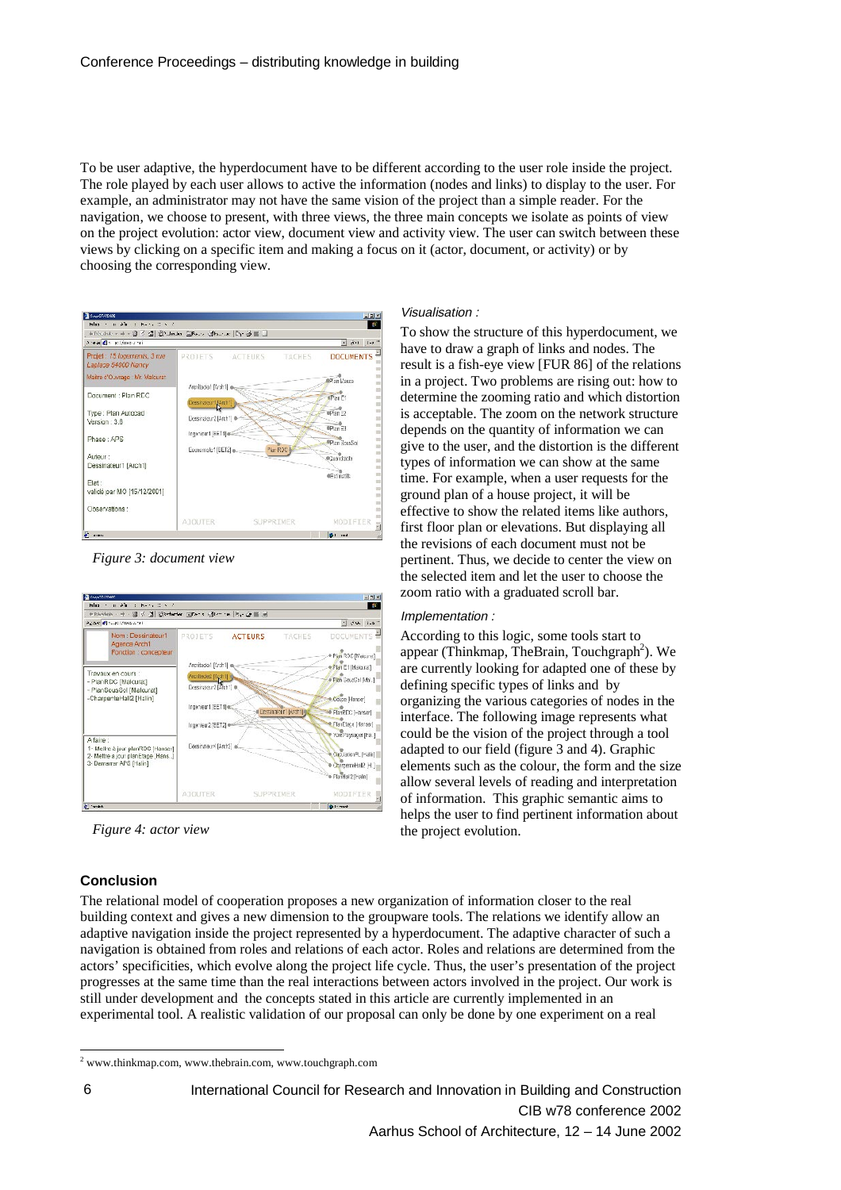To be user adaptive, the hyperdocument have to be different according to the user role inside the project. The role played by each user allows to active the information (nodes and links) to display to the user. For example, an administrator may not have the same vision of the project than a simple reader. For the navigation, we choose to present, with three views, the three main concepts we isolate as points of view on the project evolution: actor view, document view and activity view. The user can switch between these views by clicking on a specific item and making a focus on it (actor, document, or activity) or by choosing the corresponding view.

*Figure 3: document view*

*Figure 4: actor view*

*Visualisation :*

To show the structure of this hyperdocument, we have to draw a graph of links and nodes. The result is a fish-eye view [FUR 86] of the relations in a project. Two problems are rising out: how to determine the zooming ratio and which distortion is acceptable. The zoom on the network structure depends on the quantity of information we can give to the user, and the distortion is the different types of information we can show at the same time. For example, when a user requests for the ground plan of a house project, it will be effective to show the related items like authors, first floor plan or elevations. But displaying all the revisions of each document must not be pertinent. Thus, we decide to center the view on the selected item and let the user to choose the zoom ratio with a graduated scroll bar.

*Implementation :*

According to this logic, some tools start to appear (Thinkmap, TheBrain, Touchgraph[2]). We are currently looking for adapted one of these by defining specific types of links and by organizing the various categories of nodes in the interface. The following image represents what could be the vision of the project through a tool adapted to our field (figure 3 and 4). Graphic elements such as the colour, the form and the size allow several levels of reading and interpretation of information. This graphic semantic aims to helps the user to find pertinent information about the project evolution.

### Conclusion

The relational model of cooperation proposes a new organization of information closer to the real building context and gives a new dimension to the groupware tools. The relations we identify allow an adaptive navigation inside the project represented by a hyperdocument. The adaptive character of such a navigation is obtained from roles and relations of each actor. Roles and relations are determined from the actors' specificities, which evolve along the project life cycle. Thus, the user's presentation of the project progresses at the same time than the real interactions between actors involved in the project. Our work is still under development and the concepts stated in this article are currently implemented in an experimental tool. A realistic validation of our proposal can only be done by one experiment on a real

[2] www.thinkmap.com, www.thebrain.com, www.touchgraph.com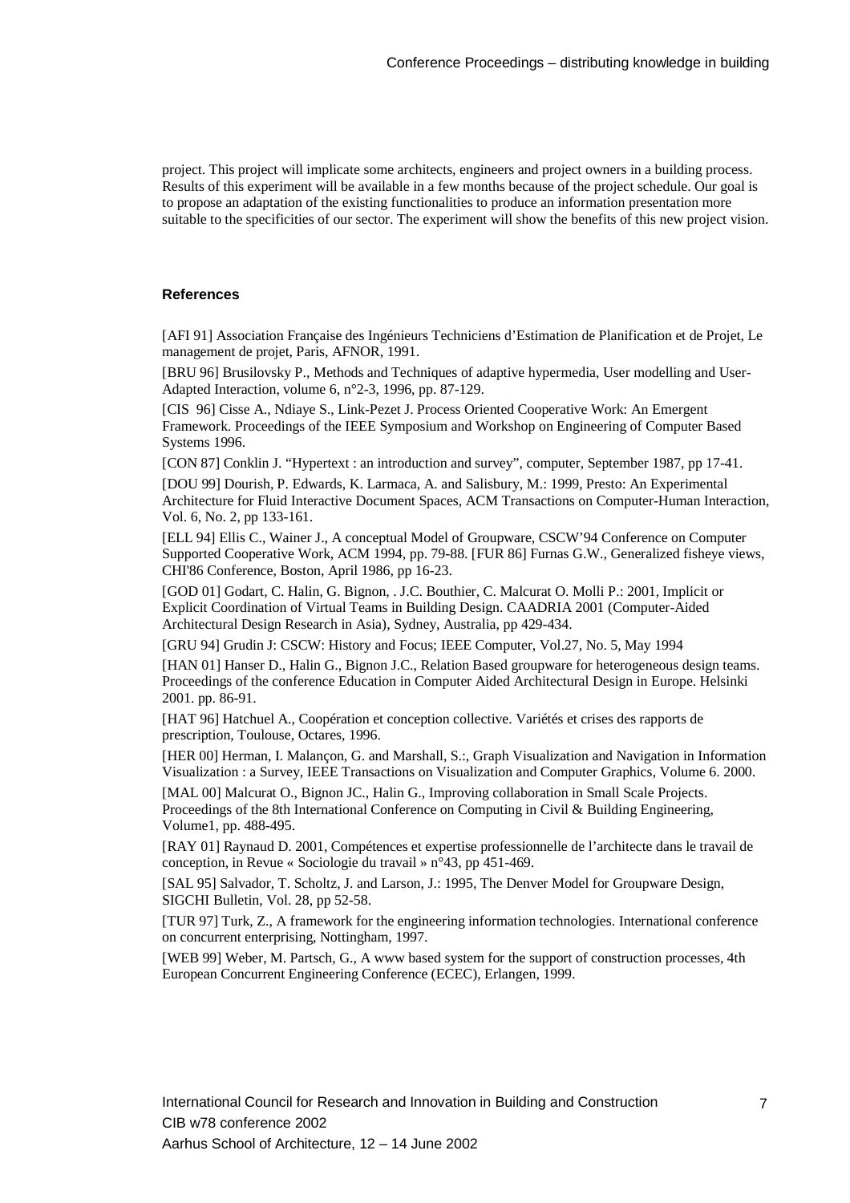project. This project will implicate some architects, engineers and project owners in a building process. Results of this experiment will be available in a few months because of the project schedule. Our goal is to propose an adaptation of the existing functionalities to produce an information presentation more suitable to the specificities of our sector. The experiment will show the benefits of this new project vision.

### References

[AFI 91] Association Française des Ingénieurs Techniciens d'Estimation de Planification et de Projet, Le management de projet, Paris, AFNOR, 1991.

[BRU 96] Brusilovsky P., Methods and Techniques of adaptive hypermedia, User modelling and User-Adapted Interaction, volume 6, n°2-3, 1996, pp. 87-129.

[CIS 96] Cisse A., Ndiaye S., Link-Pezet J. Process Oriented Cooperative Work: An Emergent Framework. Proceedings of the IEEE Symposium and Workshop on Engineering of Computer Based Systems 1996.

[CON 87] Conklin J. "Hypertext : an introduction and survey", computer, September 1987, pp 17-41.

[DOU 99] Dourish, P. Edwards, K. Larmaca, A. and Salisbury, M.: 1999, Presto: An Experimental Architecture for Fluid Interactive Document Spaces, ACM Transactions on Computer-Human Interaction, Vol. 6, No. 2, pp 133-161.

[ELL 94] Ellis C., Wainer J., A conceptual Model of Groupware, CSCW'94 Conference on Computer Supported Cooperative Work, ACM 1994, pp. 79-88. [FUR 86] Furnas G.W., Generalized fisheye views, CHI'86 Conference, Boston, April 1986, pp 16-23.

[GOD 01] Godart, C. Halin, G. Bignon, . J.C. Bouthier, C. Malcurat O. Molli P.: 2001, Implicit or Explicit Coordination of Virtual Teams in Building Design. CAADRIA 2001 (Computer-Aided Architectural Design Research in Asia), Sydney, Australia, pp 429-434.

[GRU 94] Grudin J: CSCW: History and Focus; IEEE Computer, Vol.27, No. 5, May 1994

[HAN 01] Hanser D., Halin G., Bignon J.C., Relation Based groupware for heterogeneous design teams. Proceedings of the conference Education in Computer Aided Architectural Design in Europe. Helsinki 2001. pp. 86-91.

[HAT 96] Hatchuel A., Coopération et conception collective. Variétés et crises des rapports de prescription, Toulouse, Octares, 1996.

[HER 00] Herman, I. Malançon, G. and Marshall, S.:, Graph Visualization and Navigation in Information Visualization : a Survey, IEEE Transactions on Visualization and Computer Graphics, Volume 6. 2000.

[MAL 00] Malcurat O., Bignon JC., Halin G., Improving collaboration in Small Scale Projects. Proceedings of the 8th International Conference on Computing in Civil & Building Engineering, Volume1, pp. 488-495.

[RAY 01] Raynaud D. 2001, Compétences et expertise professionnelle de l'architecte dans le travail de conception, in Revue « Sociologie du travail » n°43, pp 451-469.

[SAL 95] Salvador, T. Scholtz, J. and Larson, J.: 1995, The Denver Model for Groupware Design, SIGCHI Bulletin, Vol. 28, pp 52-58.

[TUR 97] Turk, Z., A framework for the engineering information technologies. International conference on concurrent enterprising, Nottingham, 1997.

[WEB 99] Weber, M. Partsch, G., A www based system for the support of construction processes, 4th European Concurrent Engineering Conference (ECEC), Erlangen, 1999.